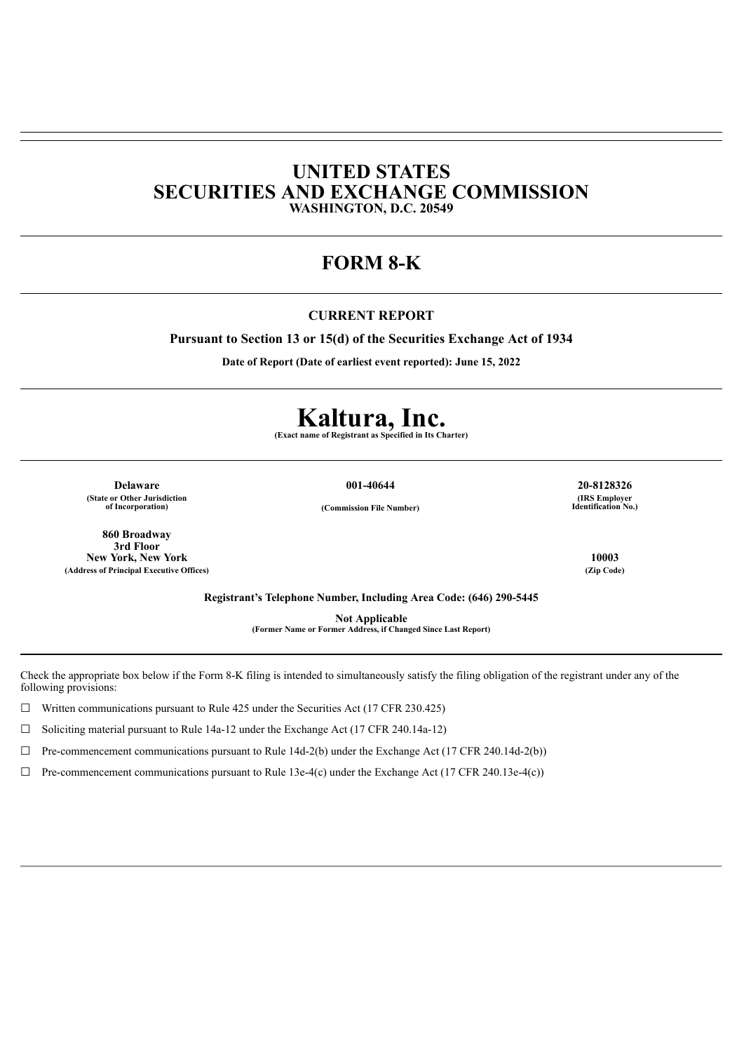# UNITED STATES
# SECURITIES AND EXCHANGE COMMISSION
**WASHINGTON, D.C. 20549**

## FORM 8-K

**CURRENT REPORT**

**Pursuant to Section 13 or 15(d) of the Securities Exchange Act of 1934**

**Date of Report (Date of earliest event reported): June 15, 2022**

# Kaltura, Inc.
**(Exact name of Registrant as Specified in Its Charter)**

| | | |
|---|---|---|
| **Delaware** | **001-40644** | **20-8128326** |
| **(State or Other Jurisdiction of Incorporation)** | **(Commission File Number)** | **(IRS Employer Identification No.)** |
| **860 Broadway 3rd Floor New York, New York** | | **10003** |
| **(Address of Principal Executive Offices)** | | **(Zip Code)** |

**Registrant's Telephone Number, Including Area Code: (646) 290-5445**

**Not Applicable**
**(Former Name or Former Address, if Changed Since Last Report)**

Check the appropriate box below if the Form 8-K filing is intended to simultaneously satisfy the filing obligation of the registrant under any of the following provisions:

☐ Written communications pursuant to Rule 425 under the Securities Act (17 CFR 230.425)

☐ Soliciting material pursuant to Rule 14a-12 under the Exchange Act (17 CFR 240.14a-12)

☐ Pre-commencement communications pursuant to Rule 14d-2(b) under the Exchange Act (17 CFR 240.14d-2(b))

☐ Pre-commencement communications pursuant to Rule 13e-4(c) under the Exchange Act (17 CFR 240.13e-4(c))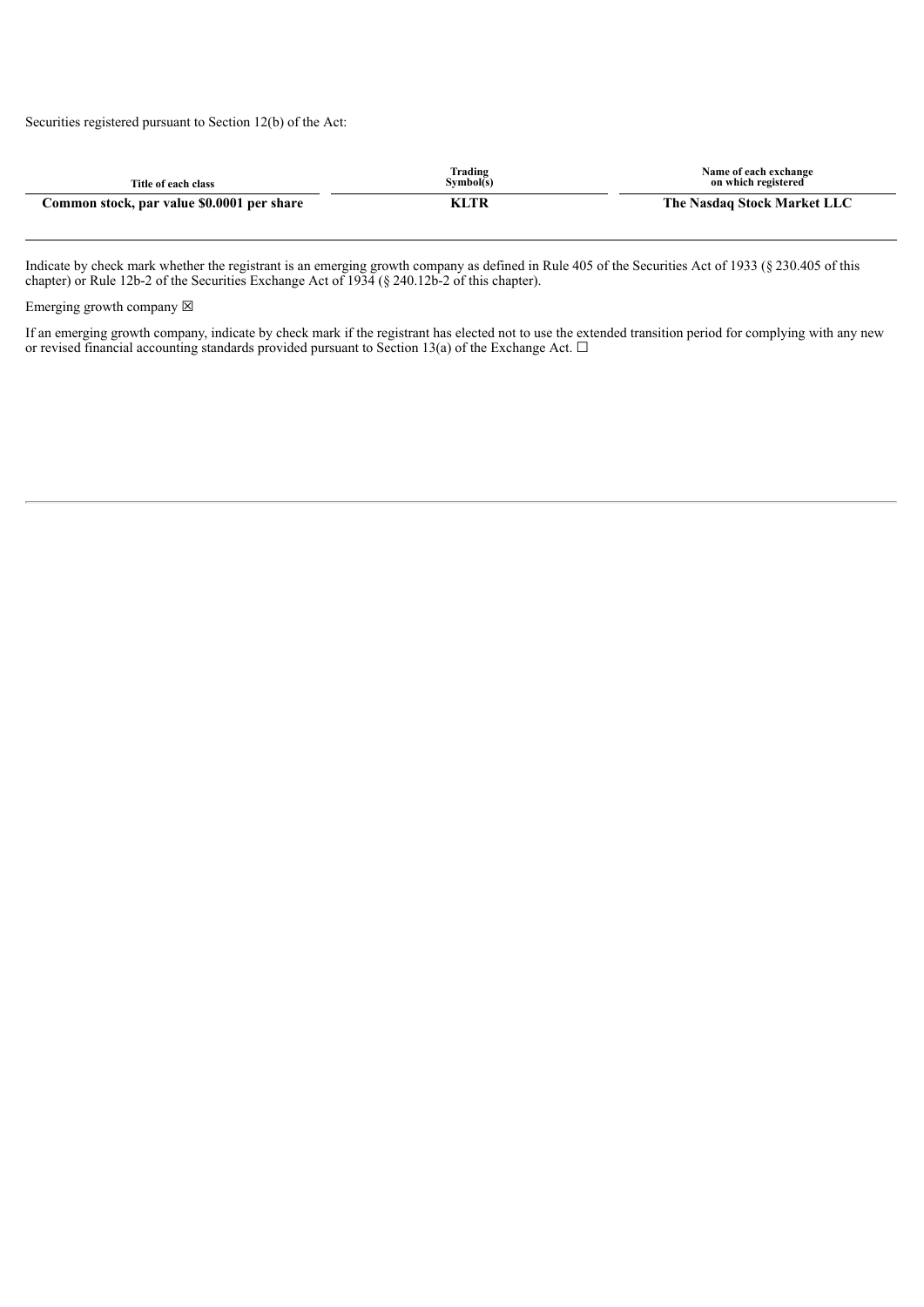Securities registered pursuant to Section 12(b) of the Act:

| Title of each class | Trading Symbol(s) | Name of each exchange on which registered |
| --- | --- | --- |
| **Common stock, par value $0.0001 per share** | **KLTR** | **The Nasdaq Stock Market LLC** |

Indicate by check mark whether the registrant is an emerging growth company as defined in Rule 405 of the Securities Act of 1933 (§ 230.405 of this chapter) or Rule 12b-2 of the Securities Exchange Act of 1934 (§ 240.12b-2 of this chapter).

Emerging growth company ☒

If an emerging growth company, indicate by check mark if the registrant has elected not to use the extended transition period for complying with any new or revised financial accounting standards provided pursuant to Section 13(a) of the Exchange Act. ☐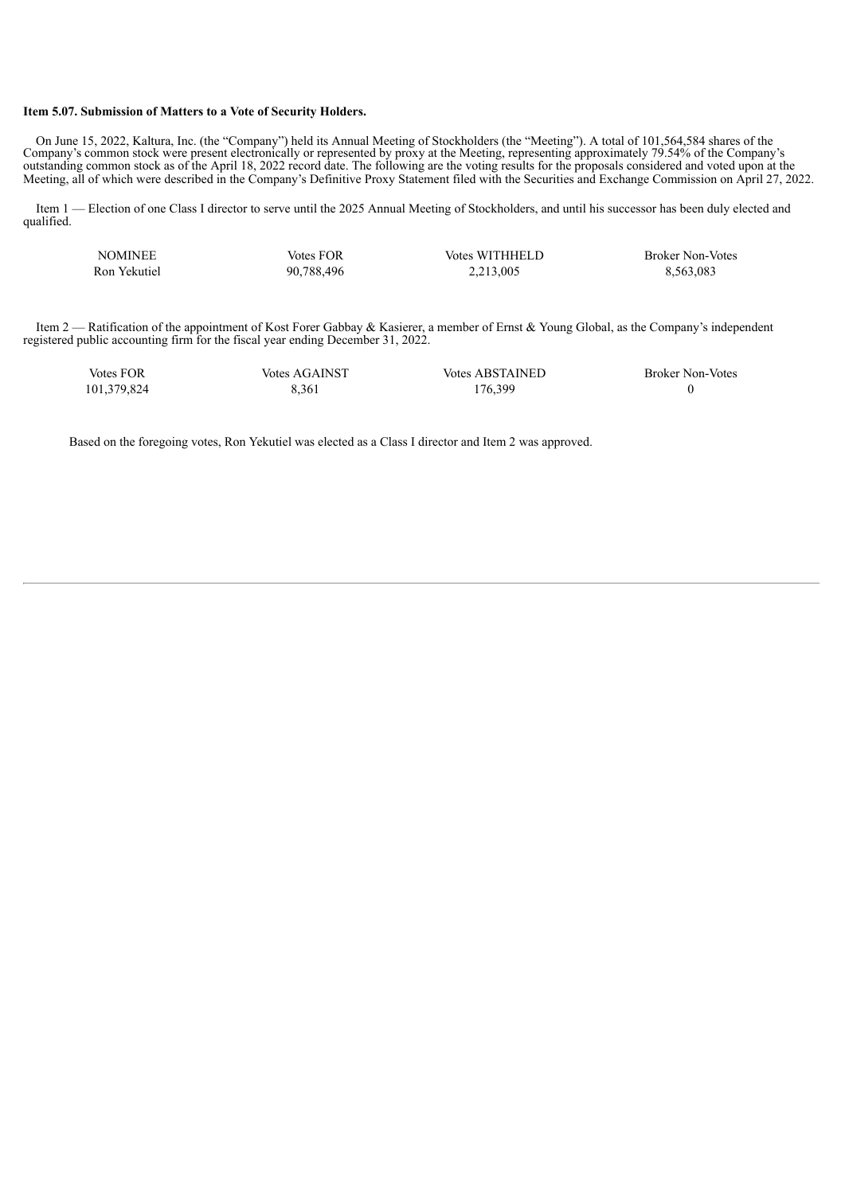**Item 5.07. Submission of Matters to a Vote of Security Holders.**

On June 15, 2022, Kaltura, Inc. (the "Company") held its Annual Meeting of Stockholders (the "Meeting"). A total of 101,564,584 shares of the Company's common stock were present electronically or represented by proxy at the Meeting, representing approximately 79.54% of the Company's outstanding common stock as of the April 18, 2022 record date. The following are the voting results for the proposals considered and voted upon at the Meeting, all of which were described in the Company's Definitive Proxy Statement filed with the Securities and Exchange Commission on April 27, 2022.

Item 1 — Election of one Class I director to serve until the 2025 Annual Meeting of Stockholders, and until his successor has been duly elected and qualified.

| NOMINEE | Votes FOR | Votes WITHHELD | Broker Non-Votes |
|---|---|---|---|
| Ron Yekutiel | 90,788,496 | 2,213,005 | 8,563,083 |

Item 2 — Ratification of the appointment of Kost Forer Gabbay & Kasierer, a member of Ernst & Young Global, as the Company's independent registered public accounting firm for the fiscal year ending December 31, 2022.

| Votes FOR | Votes AGAINST | Votes ABSTAINED | Broker Non-Votes |
|---|---|---|---|
| 101,379,824 | 8,361 | 176,399 | 0 |

Based on the foregoing votes, Ron Yekutiel was elected as a Class I director and Item 2 was approved.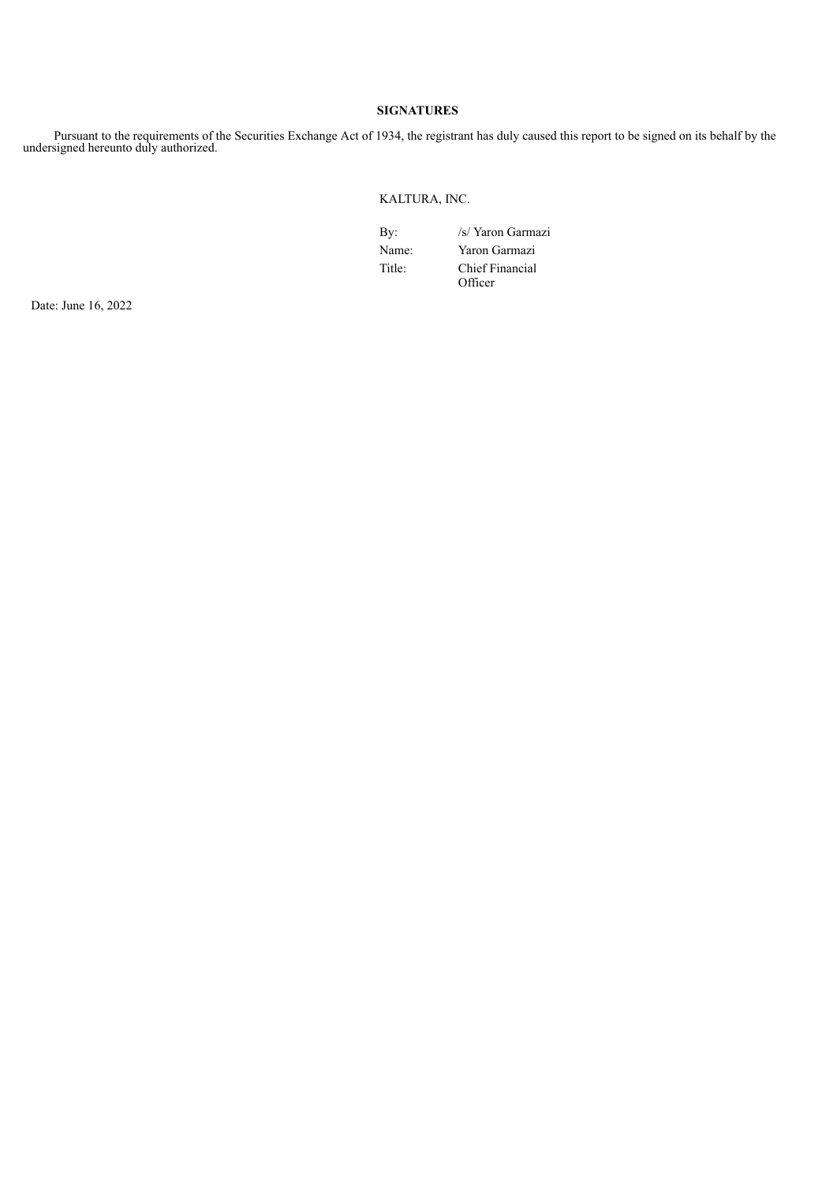**SIGNATURES**

Pursuant to the requirements of the Securities Exchange Act of 1934, the registrant has duly caused this report to be signed on its behalf by the undersigned hereunto duly authorized.

KALTURA, INC.

| | |
|---|---|
| By: | /s/ Yaron Garmazi |
| Name: | Yaron Garmazi |
| Title: | Chief Financial Officer |

Date: June 16, 2022